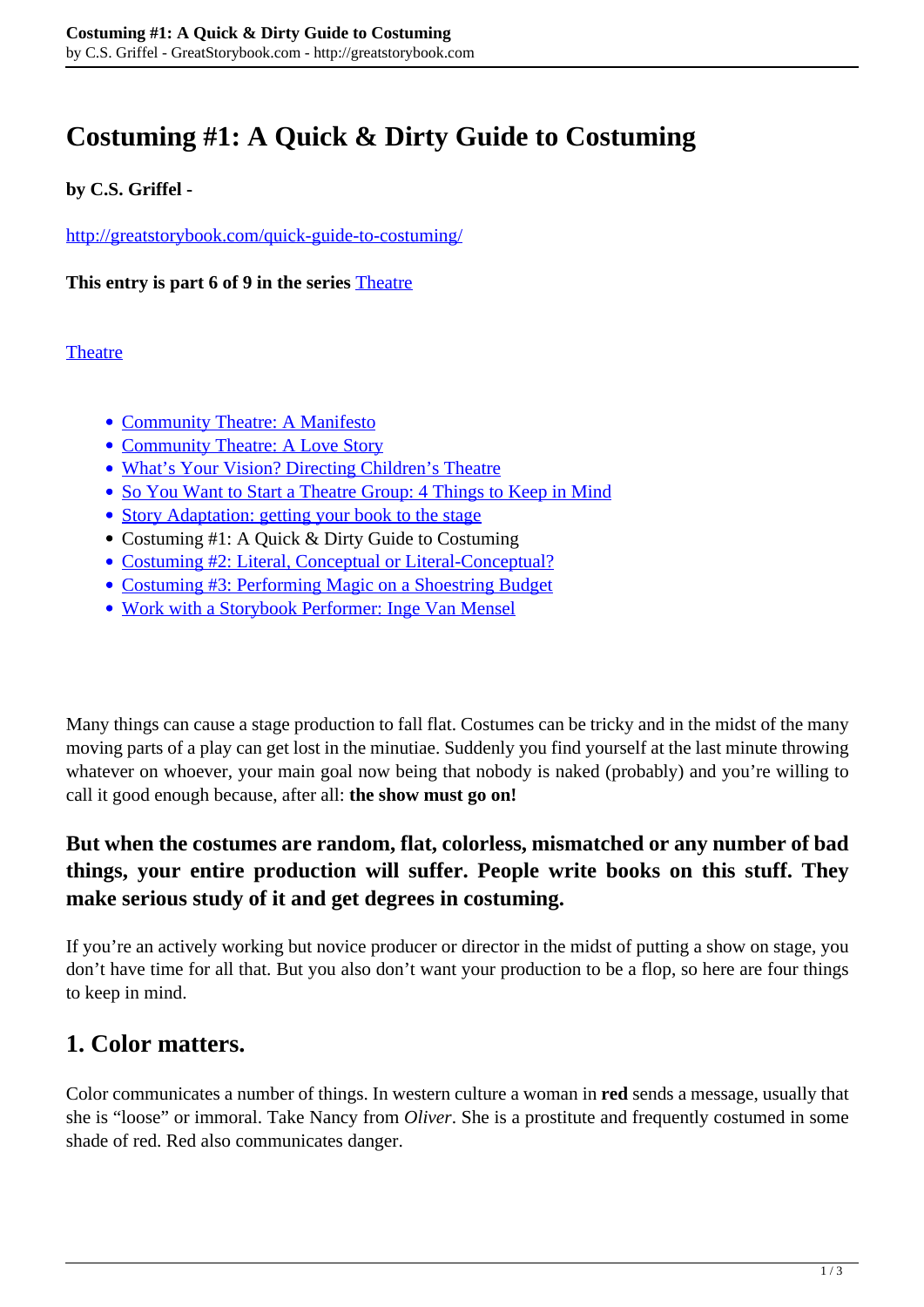# Costuming #1: A Quick & Dirty Guide to Costuming

**by C.S. Griffel -**

[http://greatstorybook.com/quick-guide-to-costuming/](http://greatstorybook.com/quick-guide-to-costuming/)

**This entry is part 6 of 9 in the series** [Theatre]()

[Theatre]()

- [Community Theatre: A Manifesto]()
- [Community Theatre: A Love Story]()
- [What's Your Vision? Directing Children's Theatre]()
- [So You Want to Start a Theatre Group: 4 Things to Keep in Mind]()
- [Story Adaptation: getting your book to the stage]()
- Costuming #1: A Quick & Dirty Guide to Costuming
- [Costuming #2: Literal, Conceptual or Literal-Conceptual?]()
- [Costuming #3: Performing Magic on a Shoestring Budget]()
- [Work with a Storybook Performer: Inge Van Mensel]()

Many things can cause a stage production to fall flat. Costumes can be tricky and in the midst of the many moving parts of a play can get lost in the minutiae. Suddenly you find yourself at the last minute throwing whatever on whoever, your main goal now being that nobody is naked (probably) and you're willing to call it good enough because, after all: **the show must go on!**

### But when the costumes are random, flat, colorless, mismatched or any number of bad things, your entire production will suffer. People write books on this stuff. They make serious study of it and get degrees in costuming.

If you're an actively working but novice producer or director in the midst of putting a show on stage, you don't have time for all that. But you also don't want your production to be a flop, so here are four things to keep in mind.

## 1. Color matters.

Color communicates a number of things. In western culture a woman in **red** sends a message, usually that she is "loose" or immoral. Take Nancy from *Oliver*. She is a prostitute and frequently costumed in some shade of red. Red also communicates danger.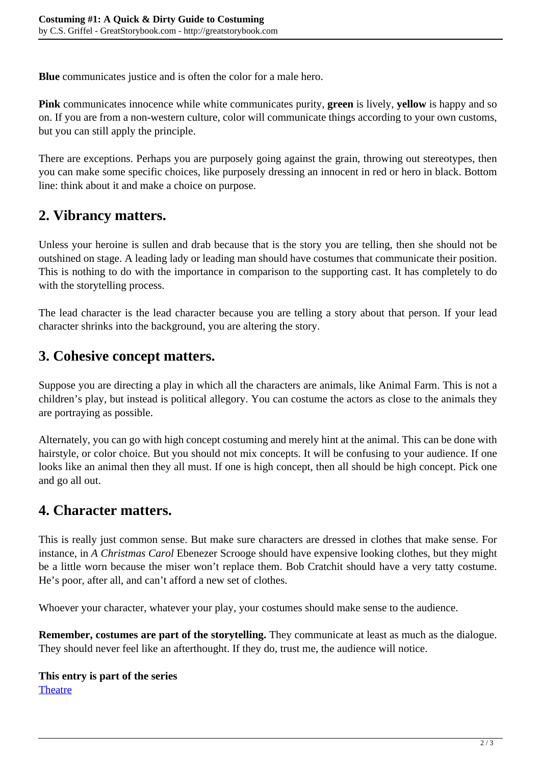**Blue** communicates justice and is often the color for a male hero.

**Pink** communicates innocence while white communicates purity, **green** is lively, **yellow** is happy and so on. If you are from a non-western culture, color will communicate things according to your own customs, but you can still apply the principle.

There are exceptions. Perhaps you are purposely going against the grain, throwing out stereotypes, then you can make some specific choices, like purposely dressing an innocent in red or hero in black. Bottom line: think about it and make a choice on purpose.

## 2. Vibrancy matters.

Unless your heroine is sullen and drab because that is the story you are telling, then she should not be outshined on stage. A leading lady or leading man should have costumes that communicate their position. This is nothing to do with the importance in comparison to the supporting cast. It has completely to do with the storytelling process.

The lead character is the lead character because you are telling a story about that person. If your lead character shrinks into the background, you are altering the story.

## 3. Cohesive concept matters.

Suppose you are directing a play in which all the characters are animals, like Animal Farm. This is not a children's play, but instead is political allegory. You can costume the actors as close to the animals they are portraying as possible.

Alternately, you can go with high concept costuming and merely hint at the animal. This can be done with hairstyle, or color choice. But you should not mix concepts. It will be confusing to your audience. If one looks like an animal then they all must. If one is high concept, then all should be high concept. Pick one and go all out.

## 4. Character matters.

This is really just common sense. But make sure characters are dressed in clothes that make sense. For instance, in *A Christmas Carol* Ebenezer Scrooge should have expensive looking clothes, but they might be a little worn because the miser won't replace them. Bob Cratchit should have a very tatty costume. He's poor, after all, and can't afford a new set of clothes.

Whoever your character, whatever your play, your costumes should make sense to the audience.

**Remember, costumes are part of the storytelling.** They communicate at least as much as the dialogue. They should never feel like an afterthought. If they do, trust me, the audience will notice.

**This entry is part of the series**
Theatre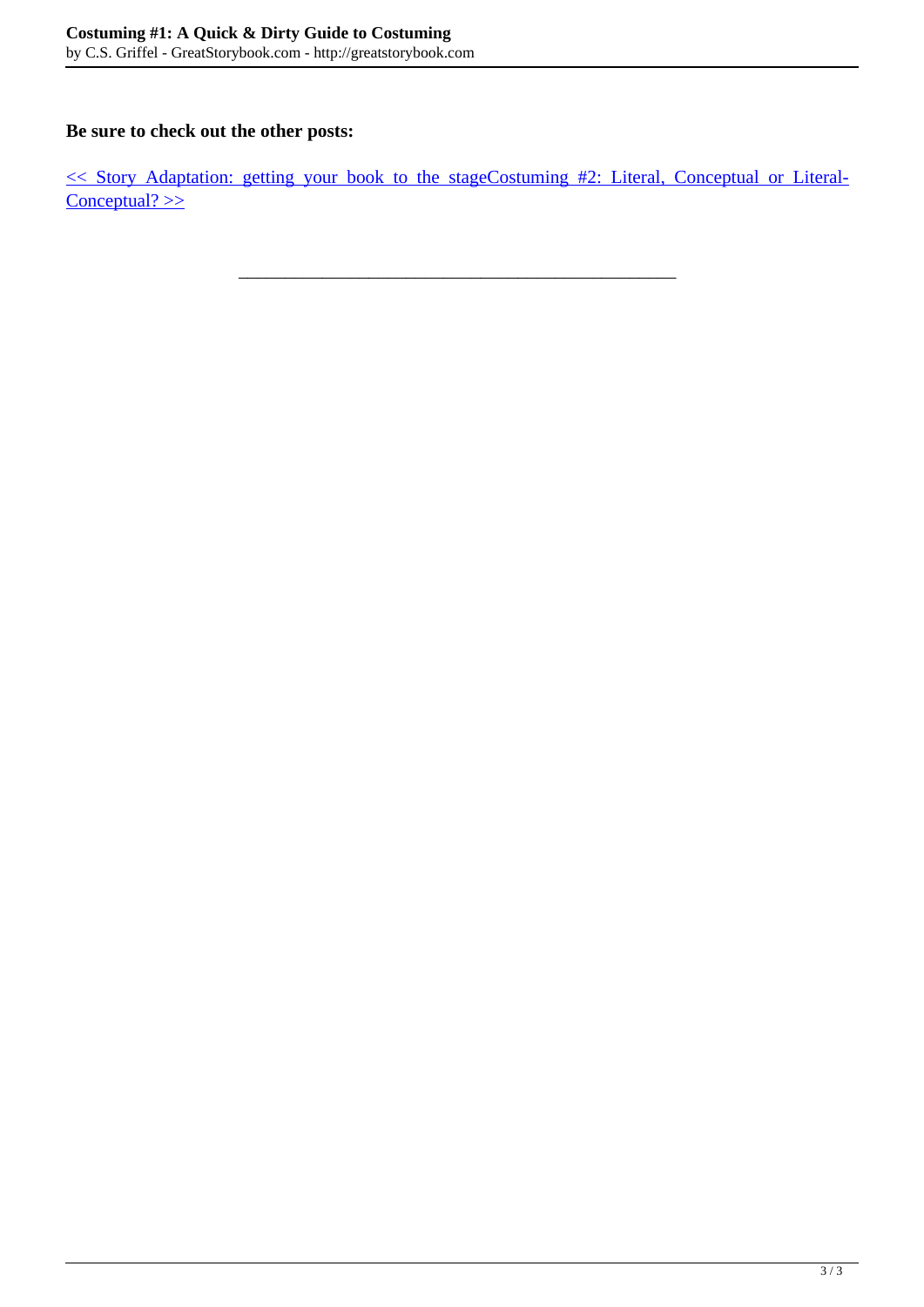**Be sure to check out the other posts:**

<< Story Adaptation: getting your book to the stageCostuming #2: Literal, Conceptual or Literal-Conceptual? >>

---